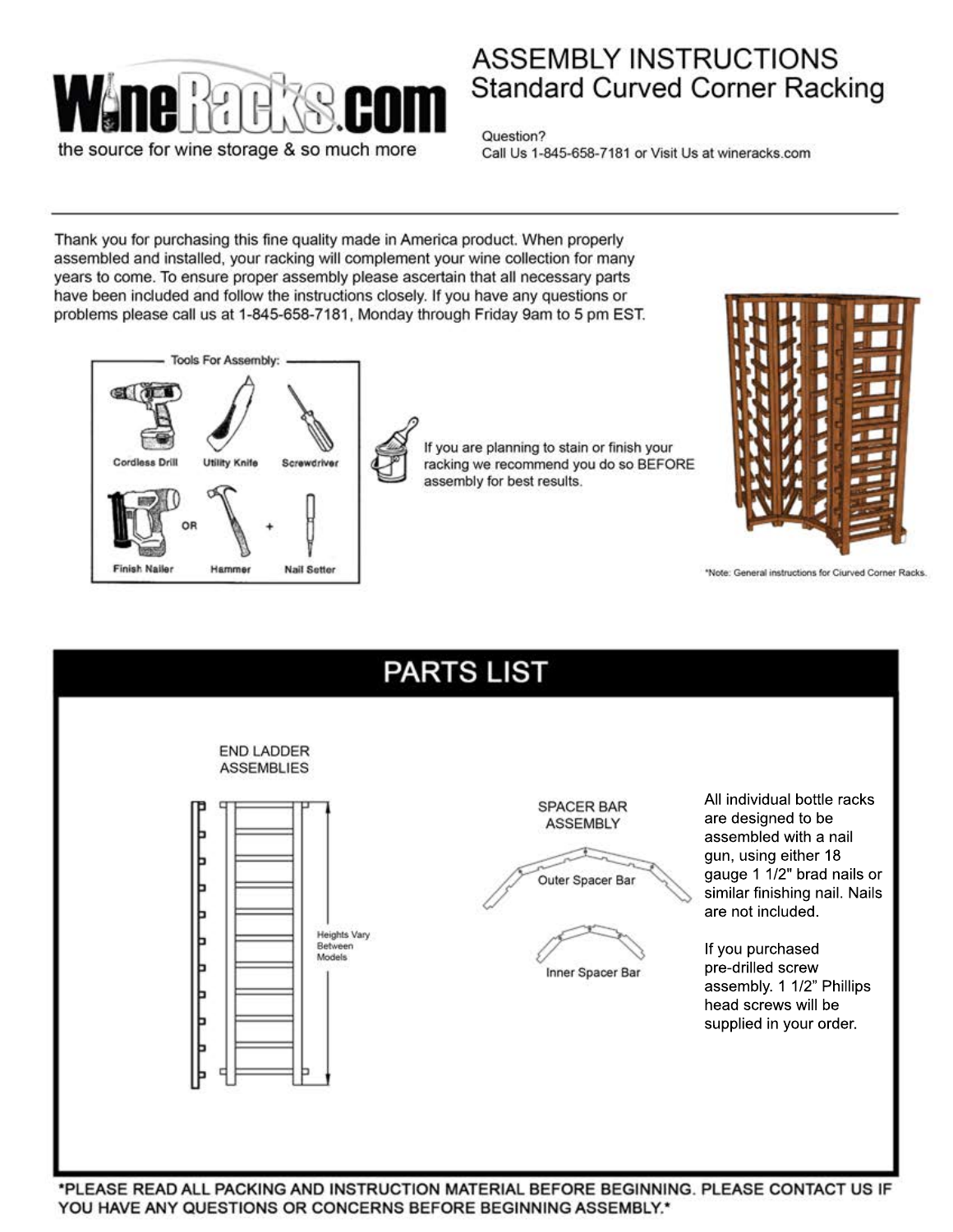# ASSEMBLY INSTRUCTIONS
## Standard Curved Corner Racking

WineRacks.com
the source for wine storage & so much more

Question?
Call Us 1-845-658-7181 or Visit Us at wineracks.com

---

Thank you for purchasing this fine quality made in America product. When properly assembled and installed, your racking will complement your wine collection for many years to come. To ensure proper assembly please ascertain that all necessary parts have been included and follow the instructions closely. If you have any questions or problems please call us at 1-845-658-7181, Monday through Friday 9am to 5 pm EST.

**Tools For Assembly:**

- Cordless Drill
- Utility Knife
- Screwdriver
- Finish Nailer OR Hammer + Nail Setter

If you are planning to stain or finish your racking we recommend you do so BEFORE assembly for best results.

*Note: General instructions for Ciurved Corner Racks.

## PARTS LIST

END LADDER ASSEMBLIES

Heights Vary Between Models

SPACER BAR ASSEMBLY

Outer Spacer Bar

Inner Spacer Bar

All individual bottle racks are designed to be assembled with a nail gun, using either 18 gauge 1 1/2" brad nails or similar finishing nail. Nails are not included.

If you purchased pre-drilled screw assembly. 1 1/2" Phillips head screws will be supplied in your order.

**\*PLEASE READ ALL PACKING AND INSTRUCTION MATERIAL BEFORE BEGINNING. PLEASE CONTACT US IF YOU HAVE ANY QUESTIONS OR CONCERNS BEFORE BEGINNING ASSEMBLY.\***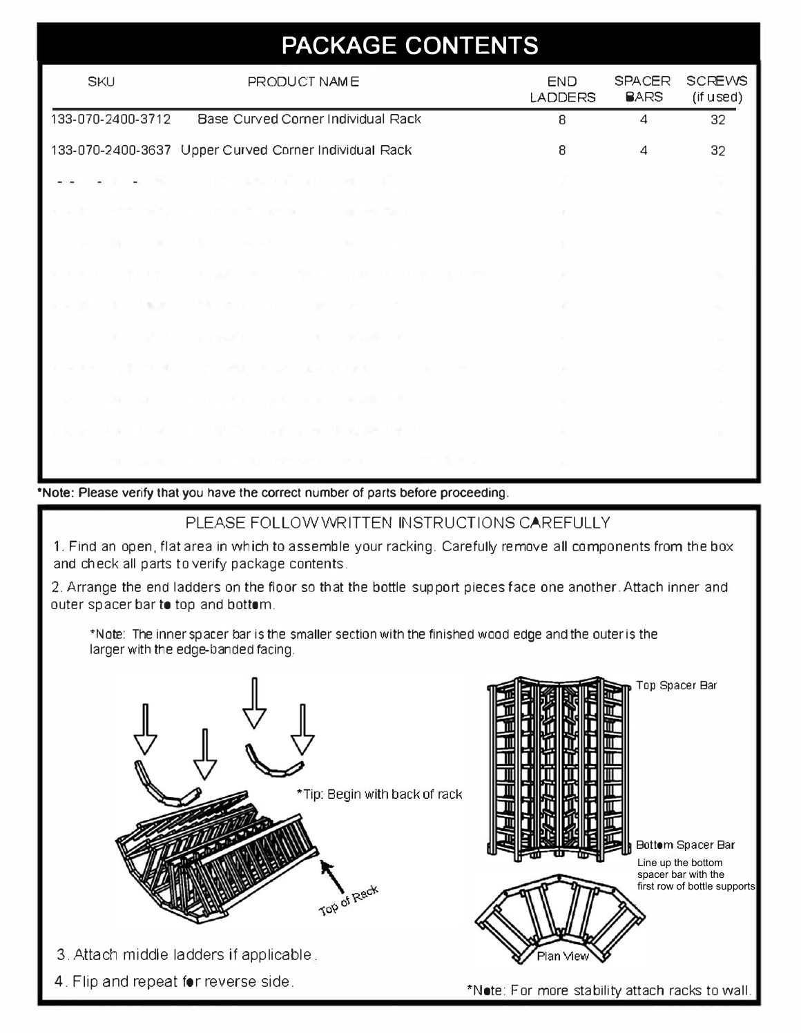# PACKAGE CONTENTS

| SKU | PRODUCT NAME | END LADDERS | SPACER BARS | SCREWS (if used) |
|---|---|---|---|---|
| 133-070-2400-3712 | Base Curved Corner Individual Rack | 8 | 4 | 32 |
| 133-070-2400-3637 | Upper Curved Corner Individual Rack | 8 | 4 | 32 |

**\*Note: Please verify that you have the correct number of parts before proceeding.**

## PLEASE FOLLOW WRITTEN INSTRUCTIONS CAREFULLY

1. Find an open, flat area in which to assemble your racking. Carefully remove all components from the box and check all parts to verify package contents.

2. Arrange the end ladders on the floor so that the bottle support pieces face one another. Attach inner and outer spacer bar to top and bottom.

   *Note: The inner spacer bar is the smaller section with the finished wood edge and the outer is the larger with the edge-banded facing.

*Tip: Begin with back of rack

Top of Rack

Top Spacer Bar

Bottom Spacer Bar

Line up the bottom spacer bar with the first row of bottle supports

Plan View

3. Attach middle ladders if applicable.

4. Flip and repeat for reverse side.

*Note: For more stability attach racks to wall.